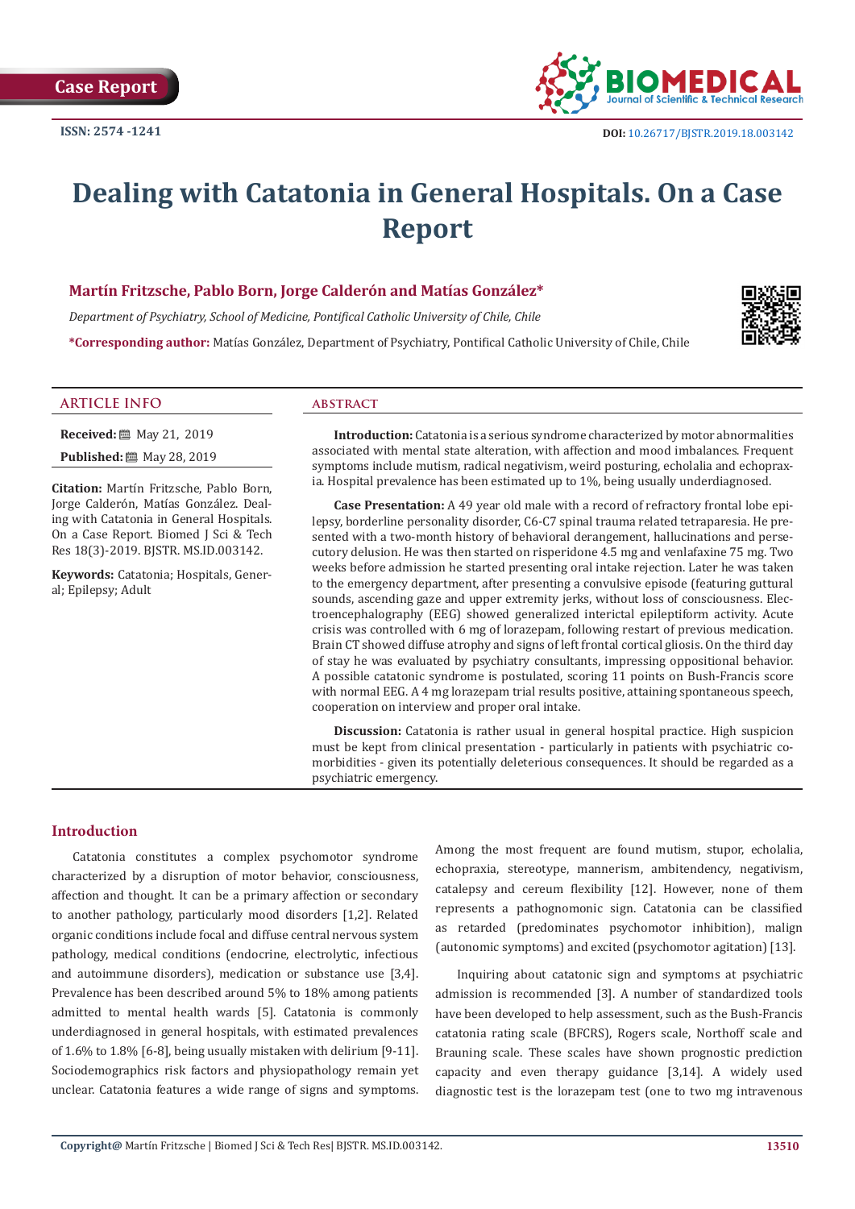Case Report

ISSN: 2574 -1241

DOI: 10.26717/BJSTR.2019.18.003142

# Dealing with Catatonia in General Hospitals. On a Case Report

**Martín Fritzsche, Pablo Born, Jorge Calderón and Matías González***

*Department of Psychiatry, School of Medicine, Pontifical Catholic University of Chile, Chile*

***Corresponding author:** Matías González, Department of Psychiatry, Pontifical Catholic University of Chile, Chile

## ARTICLE INFO

**Received:** May 21, 2019

**Published:** May 28, 2019

**Citation:** Martín Fritzsche, Pablo Born, Jorge Calderón, Matías González. Dealing with Catatonia in General Hospitals. On a Case Report. Biomed J Sci & Tech Res 18(3)-2019. BJSTR. MS.ID.003142.

**Keywords:** Catatonia; Hospitals, General; Epilepsy; Adult

## ABSTRACT

**Introduction:** Catatonia is a serious syndrome characterized by motor abnormalities associated with mental state alteration, with affection and mood imbalances. Frequent symptoms include mutism, radical negativism, weird posturing, echolalia and echopraxia. Hospital prevalence has been estimated up to 1%, being usually underdiagnosed.

**Case Presentation:** A 49 year old male with a record of refractory frontal lobe epilepsy, borderline personality disorder, C6-C7 spinal trauma related tetraparesia. He presented with a two-month history of behavioral derangement, hallucinations and persecutory delusion. He was then started on risperidone 4.5 mg and venlafaxine 75 mg. Two weeks before admission he started presenting oral intake rejection. Later he was taken to the emergency department, after presenting a convulsive episode (featuring guttural sounds, ascending gaze and upper extremity jerks, without loss of consciousness. Electroencephalography (EEG) showed generalized interictal epileptiform activity. Acute crisis was controlled with 6 mg of lorazepam, following restart of previous medication. Brain CT showed diffuse atrophy and signs of left frontal cortical gliosis. On the third day of stay he was evaluated by psychiatry consultants, impressing oppositional behavior. A possible catatonic syndrome is postulated, scoring 11 points on Bush-Francis score with normal EEG. A 4 mg lorazepam trial results positive, attaining spontaneous speech, cooperation on interview and proper oral intake.

**Discussion:** Catatonia is rather usual in general hospital practice. High suspicion must be kept from clinical presentation - particularly in patients with psychiatric comorbidities - given its potentially deleterious consequences. It should be regarded as a psychiatric emergency.

## Introduction

Catatonia constitutes a complex psychomotor syndrome characterized by a disruption of motor behavior, consciousness, affection and thought. It can be a primary affection or secondary to another pathology, particularly mood disorders [1,2]. Related organic conditions include focal and diffuse central nervous system pathology, medical conditions (endocrine, electrolytic, infectious and autoimmune disorders), medication or substance use [3,4]. Prevalence has been described around 5% to 18% among patients admitted to mental health wards [5]. Catatonia is commonly underdiagnosed in general hospitals, with estimated prevalences of 1.6% to 1.8% [6-8], being usually mistaken with delirium [9-11]. Sociodemographics risk factors and physiopathology remain yet unclear. Catatonia features a wide range of signs and symptoms. Among the most frequent are found mutism, stupor, echolalia, echopraxia, stereotype, mannerism, ambitendency, negativism, catalepsy and cereum flexibility [12]. However, none of them represents a pathognomonic sign. Catatonia can be classified as retarded (predominates psychomotor inhibition), malign (autonomic symptoms) and excited (psychomotor agitation) [13].

Inquiring about catatonic sign and symptoms at psychiatric admission is recommended [3]. A number of standardized tools have been developed to help assessment, such as the Bush-Francis catatonia rating scale (BFCRS), Rogers scale, Northoff scale and Brauning scale. These scales have shown prognostic prediction capacity and even therapy guidance [3,14]. A widely used diagnostic test is the lorazepam test (one to two mg intravenous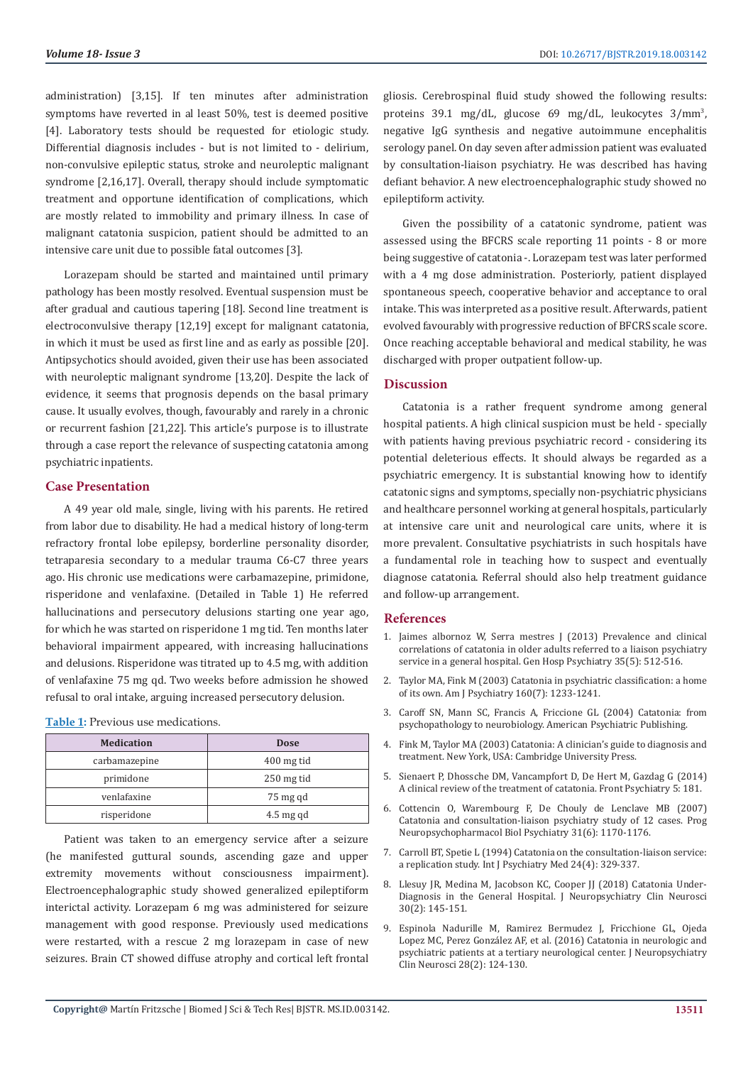administration) [3,15]. If ten minutes after administration symptoms have reverted in al least 50%, test is deemed positive [4]. Laboratory tests should be requested for etiologic study. Differential diagnosis includes - but is not limited to - delirium, non-convulsive epileptic status, stroke and neuroleptic malignant syndrome [2,16,17]. Overall, therapy should include symptomatic treatment and opportune identification of complications, which are mostly related to immobility and primary illness. In case of malignant catatonia suspicion, patient should be admitted to an intensive care unit due to possible fatal outcomes [3].

Lorazepam should be started and maintained until primary pathology has been mostly resolved. Eventual suspension must be after gradual and cautious tapering [18]. Second line treatment is electroconvulsive therapy [12,19] except for malignant catatonia, in which it must be used as first line and as early as possible [20]. Antipsychotics should avoided, given their use has been associated with neuroleptic malignant syndrome [13,20]. Despite the lack of evidence, it seems that prognosis depends on the basal primary cause. It usually evolves, though, favourably and rarely in a chronic or recurrent fashion [21,22]. This article's purpose is to illustrate through a case report the relevance of suspecting catatonia among psychiatric inpatients.

## Case Presentation

A 49 year old male, single, living with his parents. He retired from labor due to disability. He had a medical history of long-term refractory frontal lobe epilepsy, borderline personality disorder, tetraparesia secondary to a medular trauma C6-C7 three years ago. His chronic use medications were carbamazepine, primidone, risperidone and venlafaxine. (Detailed in Table 1) He referred hallucinations and persecutory delusions starting one year ago, for which he was started on risperidone 1 mg tid. Ten months later behavioral impairment appeared, with increasing hallucinations and delusions. Risperidone was titrated up to 4.5 mg, with addition of venlafaxine 75 mg qd. Two weeks before admission he showed refusal to oral intake, arguing increased persecutory delusion.

**Table 1**: Previous use medications.

| Medication | Dose |
|---|---|
| carbamazepine | 400 mg tid |
| primidone | 250 mg tid |
| venlafaxine | 75 mg qd |
| risperidone | 4.5 mg qd |

Patient was taken to an emergency service after a seizure (he manifested guttural sounds, ascending gaze and upper extremity movements without consciousness impairment). Electroencephalographic study showed generalized epileptiform interictal activity. Lorazepam 6 mg was administered for seizure management with good response. Previously used medications were restarted, with a rescue 2 mg lorazepam in case of new seizures. Brain CT showed diffuse atrophy and cortical left frontal gliosis. Cerebrospinal fluid study showed the following results: proteins 39.1 mg/dL, glucose 69 mg/dL, leukocytes 3/mm$^3$, negative IgG synthesis and negative autoimmune encephalitis serology panel. On day seven after admission patient was evaluated by consultation-liaison psychiatry. He was described has having defiant behavior. A new electroencephalographic study showed no epileptiform activity.

Given the possibility of a catatonic syndrome, patient was assessed using the BFCRS scale reporting 11 points - 8 or more being suggestive of catatonia -. Lorazepam test was later performed with a 4 mg dose administration. Posteriorly, patient displayed spontaneous speech, cooperative behavior and acceptance to oral intake. This was interpreted as a positive result. Afterwards, patient evolved favourably with progressive reduction of BFCRS scale score. Once reaching acceptable behavioral and medical stability, he was discharged with proper outpatient follow-up.

## Discussion

Catatonia is a rather frequent syndrome among general hospital patients. A high clinical suspicion must be held - specially with patients having previous psychiatric record - considering its potential deleterious effects. It should always be regarded as a psychiatric emergency. It is substantial knowing how to identify catatonic signs and symptoms, specially non-psychiatric physicians and healthcare personnel working at general hospitals, particularly at intensive care unit and neurological care units, where it is more prevalent. Consultative psychiatrists in such hospitals have a fundamental role in teaching how to suspect and eventually diagnose catatonia. Referral should also help treatment guidance and follow-up arrangement.

## References

1. Jaimes albornoz W, Serra mestres J (2013) Prevalence and clinical correlations of catatonia in older adults referred to a liaison psychiatry service in a general hospital. Gen Hosp Psychiatry 35(5): 512-516.
2. Taylor MA, Fink M (2003) Catatonia in psychiatric classification: a home of its own. Am J Psychiatry 160(7): 1233-1241.
3. Caroff SN, Mann SC, Francis A, Friccione GL (2004) Catatonia: from psychopathology to neurobiology. American Psychiatric Publishing.
4. Fink M, Taylor MA (2003) Catatonia: A clinician's guide to diagnosis and treatment. New York, USA: Cambridge University Press.
5. Sienaert P, Dhossche DM, Vancampfort D, De Hert M, Gazdag G (2014) A clinical review of the treatment of catatonia. Front Psychiatry 5: 181.
6. Cottencin O, Warembourg F, De Chouly de Lenclave MB (2007) Catatonia and consultation-liaison psychiatry study of 12 cases. Prog Neuropsychopharmacol Biol Psychiatry 31(6): 1170-1176.
7. Carroll BT, Spetie L (1994) Catatonia on the consultation-liaison service: a replication study. Int J Psychiatry Med 24(4): 329-337.
8. Llesuy JR, Medina M, Jacobson KC, Cooper JJ (2018) Catatonia Under-Diagnosis in the General Hospital. J Neuropsychiatry Clin Neurosci 30(2): 145-151.
9. Espinola Nadurille M, Ramirez Bermudez J, Fricchione GL, Ojeda Lopez MC, Perez González AF, et al. (2016) Catatonia in neurologic and psychiatric patients at a tertiary neurological center. J Neuropsychiatry Clin Neurosci 28(2): 124-130.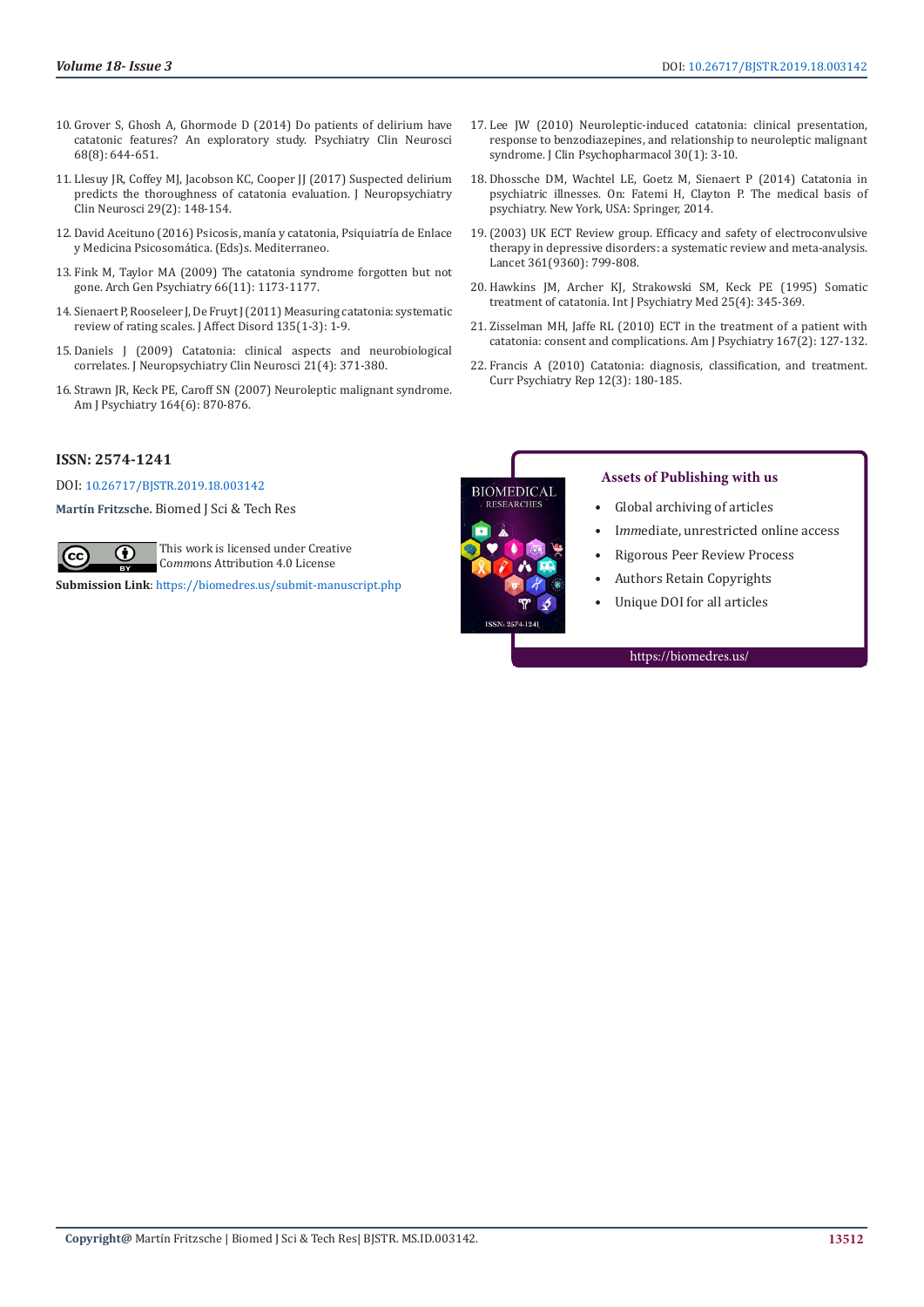10. Grover S, Ghosh A, Ghormode D (2014) Do patients of delirium have catatonic features? An exploratory study. Psychiatry Clin Neurosci 68(8): 644-651.
11. Llesuy JR, Coffey MJ, Jacobson KC, Cooper JJ (2017) Suspected delirium predicts the thoroughness of catatonia evaluation. J Neuropsychiatry Clin Neurosci 29(2): 148-154.
12. David Aceituno (2016) Psicosis, manía y catatonia, Psiquiatría de Enlace y Medicina Psicosomática. (Eds)s. Mediterraneo.
13. Fink M, Taylor MA (2009) The catatonia syndrome forgotten but not gone. Arch Gen Psychiatry 66(11): 1173-1177.
14. Sienaert P, Rooseleer J, De Fruyt J (2011) Measuring catatonia: systematic review of rating scales. J Affect Disord 135(1-3): 1-9.
15. Daniels J (2009) Catatonia: clinical aspects and neurobiological correlates. J Neuropsychiatry Clin Neurosci 21(4): 371-380.
16. Strawn JR, Keck PE, Caroff SN (2007) Neuroleptic malignant syndrome. Am J Psychiatry 164(6): 870-876.
17. Lee JW (2010) Neuroleptic-induced catatonia: clinical presentation, response to benzodiazepines, and relationship to neuroleptic malignant syndrome. J Clin Psychopharmacol 30(1): 3-10.
18. Dhossche DM, Wachtel LE, Goetz M, Sienaert P (2014) Catatonia in psychiatric illnesses. On: Fatemi H, Clayton P. The medical basis of psychiatry. New York, USA: Springer, 2014.
19. (2003) UK ECT Review group. Efficacy and safety of electroconvulsive therapy in depressive disorders: a systematic review and meta-analysis. Lancet 361(9360): 799-808.
20. Hawkins JM, Archer KJ, Strakowski SM, Keck PE (1995) Somatic treatment of catatonia. Int J Psychiatry Med 25(4): 345-369.
21. Zisselman MH, Jaffe RL (2010) ECT in the treatment of a patient with catatonia: consent and complications. Am J Psychiatry 167(2): 127-132.
22. Francis A (2010) Catatonia: diagnosis, classification, and treatment. Curr Psychiatry Rep 12(3): 180-185.

**ISSN: 2574-1241**

DOI: 10.26717/BJSTR.2019.18.003142

**Martín Fritzsche.** Biomed J Sci & Tech Res

This work is licensed under Creative Commons Attribution 4.0 License

**Submission Link**: https://biomedres.us/submit-manuscript.php

**Assets of Publishing with us**

- Global archiving of articles
- Immediate, unrestricted online access
- Rigorous Peer Review Process
- Authors Retain Copyrights
- Unique DOI for all articles

https://biomedres.us/